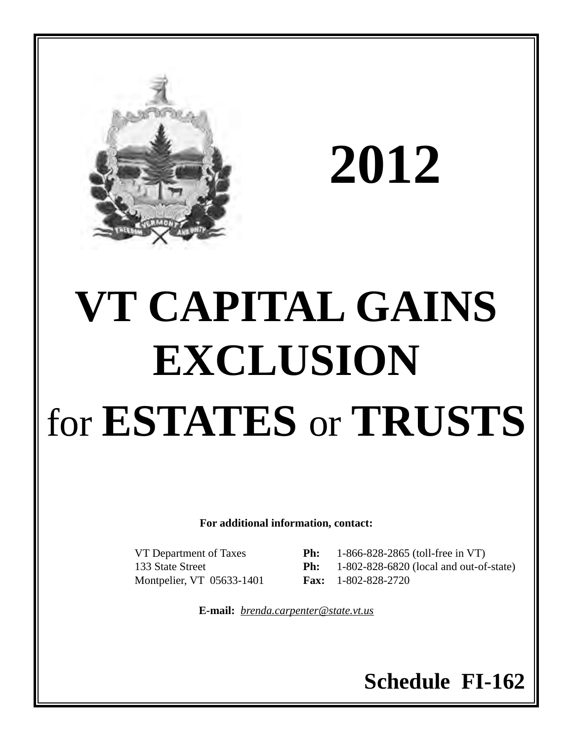# 2012

# VT CAPITAL GAINS EXCLUSION for ESTATES or TRUSTS

**For additional information, contact:**

VT Department of Taxes
133 State Street
Montpelier, VT 05633-1401

**Ph:** 1-866-828-2865 (toll-free in VT)
**Ph:** 1-802-828-6820 (local and out-of-state)
**Fax:** 1-802-828-2720

**E-mail:** *brenda.carpenter@state.vt.us*

## Schedule FI-162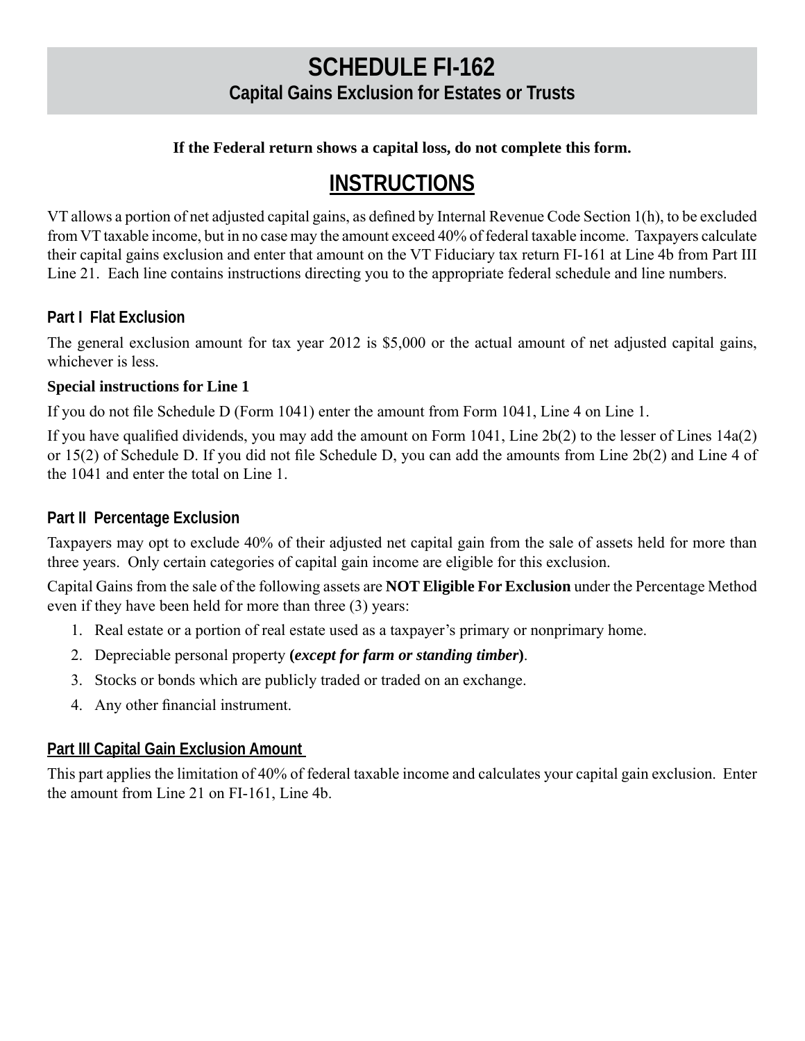# SCHEDULE FI-162

## Capital Gains Exclusion for Estates or Trusts

**If the Federal return shows a capital loss, do not complete this form.**

## INSTRUCTIONS

VT allows a portion of net adjusted capital gains, as defined by Internal Revenue Code Section 1(h), to be excluded from VT taxable income, but in no case may the amount exceed 40% of federal taxable income. Taxpayers calculate their capital gains exclusion and enter that amount on the VT Fiduciary tax return FI-161 at Line 4b from Part III Line 21. Each line contains instructions directing you to the appropriate federal schedule and line numbers.

### Part I Flat Exclusion

The general exclusion amount for tax year 2012 is $5,000 or the actual amount of net adjusted capital gains, whichever is less.

**Special instructions for Line 1**

If you do not file Schedule D (Form 1041) enter the amount from Form 1041, Line 4 on Line 1.

If you have qualified dividends, you may add the amount on Form 1041, Line 2b(2) to the lesser of Lines 14a(2) or 15(2) of Schedule D. If you did not file Schedule D, you can add the amounts from Line 2b(2) and Line 4 of the 1041 and enter the total on Line 1.

### Part II Percentage Exclusion

Taxpayers may opt to exclude 40% of their adjusted net capital gain from the sale of assets held for more than three years. Only certain categories of capital gain income are eligible for this exclusion.

Capital Gains from the sale of the following assets are **NOT Eligible For Exclusion** under the Percentage Method even if they have been held for more than three (3) years:

1. Real estate or a portion of real estate used as a taxpayer's primary or nonprimary home.
2. Depreciable personal property **(*except for farm or standing timber*)**.
3. Stocks or bonds which are publicly traded or traded on an exchange.
4. Any other financial instrument.

### Part III Capital Gain Exclusion Amount

This part applies the limitation of 40% of federal taxable income and calculates your capital gain exclusion. Enter the amount from Line 21 on FI-161, Line 4b.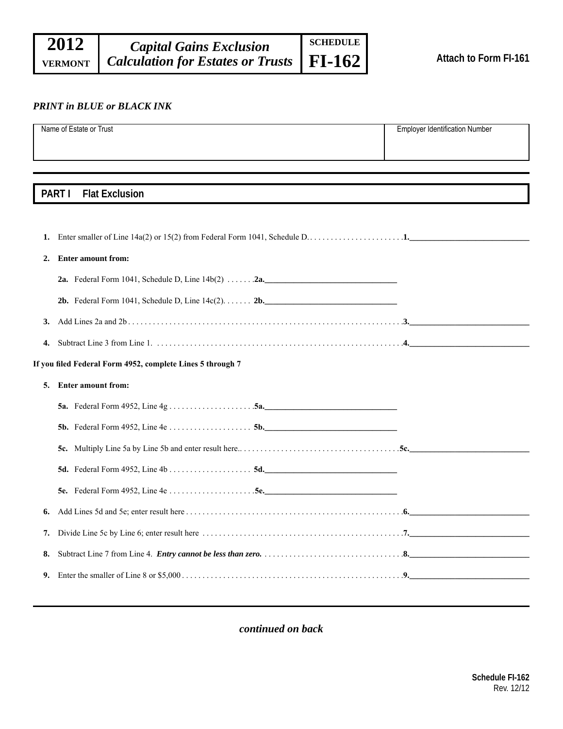# 2012 VERMONT — Capital Gains Exclusion Calculation for Estates or Trusts — SCHEDULE FI-162

**Attach to Form FI-161**

*PRINT in BLUE or BLACK INK*

| Name of Estate or Trust | Employer Identification Number |
|---|---|
| | |

## PART I Flat Exclusion

**1.** Enter smaller of Line 14a(2) or 15(2) from Federal Form 1041, Schedule D. . . . . . . . . . . . . . . . . . . . . . . . **1.**\_\_\_\_\_\_\_\_\_\_\_\_\_\_\_\_\_\_\_\_

**2. Enter amount from:**

**2a.** Federal Form 1041, Schedule D, Line 14b(2) . . . . . . . **2a.**\_\_\_\_\_\_\_\_\_\_\_\_\_\_\_\_\_\_\_\_

**2b.** Federal Form 1041, Schedule D, Line 14c(2). . . . . . . **2b.**\_\_\_\_\_\_\_\_\_\_\_\_\_\_\_\_\_\_\_\_

**3.** Add Lines 2a and 2b . . . . . . . . . . . . . . . . . . . . . . . . . . . . . . . . . . . . . . . . . . . . . . . . . . . . . . . **3.**\_\_\_\_\_\_\_\_\_\_\_\_\_\_\_\_\_\_\_\_

**4.** Subtract Line 3 from Line 1. . . . . . . . . . . . . . . . . . . . . . . . . . . . . . . . . . . . . . . . . . . . . . . . . . . . **4.**\_\_\_\_\_\_\_\_\_\_\_\_\_\_\_\_\_\_\_\_

**If you filed Federal Form 4952, complete Lines 5 through 7**

**5. Enter amount from:**

**5a.** Federal Form 4952, Line 4g . . . . . . . . . . . . . . . . . . . . **5a.**\_\_\_\_\_\_\_\_\_\_\_\_\_\_\_\_\_\_\_\_

**5b.** Federal Form 4952, Line 4e . . . . . . . . . . . . . . . . . . . . **5b.**\_\_\_\_\_\_\_\_\_\_\_\_\_\_\_\_\_\_\_\_

**5c.** Multiply Line 5a by Line 5b and enter result here.. . . . . . . . . . . . . . . . . . . . . . . . . . . . . . . . . . . . . . **5c.**\_\_\_\_\_\_\_\_\_\_\_\_\_\_\_\_\_\_\_\_

**5d.** Federal Form 4952, Line 4b . . . . . . . . . . . . . . . . . . . . **5d.**\_\_\_\_\_\_\_\_\_\_\_\_\_\_\_\_\_\_\_\_

**5e.** Federal Form 4952, Line 4e . . . . . . . . . . . . . . . . . . . . **5e.**\_\_\_\_\_\_\_\_\_\_\_\_\_\_\_\_\_\_\_\_

**6.** Add Lines 5d and 5e; enter result here . . . . . . . . . . . . . . . . . . . . . . . . . . . . . . . . . . . . . . . . . . . . **6.**\_\_\_\_\_\_\_\_\_\_\_\_\_\_\_\_\_\_\_\_

**7.** Divide Line 5c by Line 6; enter result here . . . . . . . . . . . . . . . . . . . . . . . . . . . . . . . . . . . . . . . . . **7.**\_\_\_\_\_\_\_\_\_\_\_\_\_\_\_\_\_\_\_\_

**8.** Subtract Line 7 from Line 4. ***Entry cannot be less than zero.*** . . . . . . . . . . . . . . . . . . . . . . . . . . . . . **8.**\_\_\_\_\_\_\_\_\_\_\_\_\_\_\_\_\_\_\_\_

**9.** Enter the smaller of Line 8 or $5,000 . . . . . . . . . . . . . . . . . . . . . . . . . . . . . . . . . . . . . . . . . . . . . **9.**\_\_\_\_\_\_\_\_\_\_\_\_\_\_\_\_\_\_\_\_

***continued on back***

**Schedule FI-162**
Rev. 12/12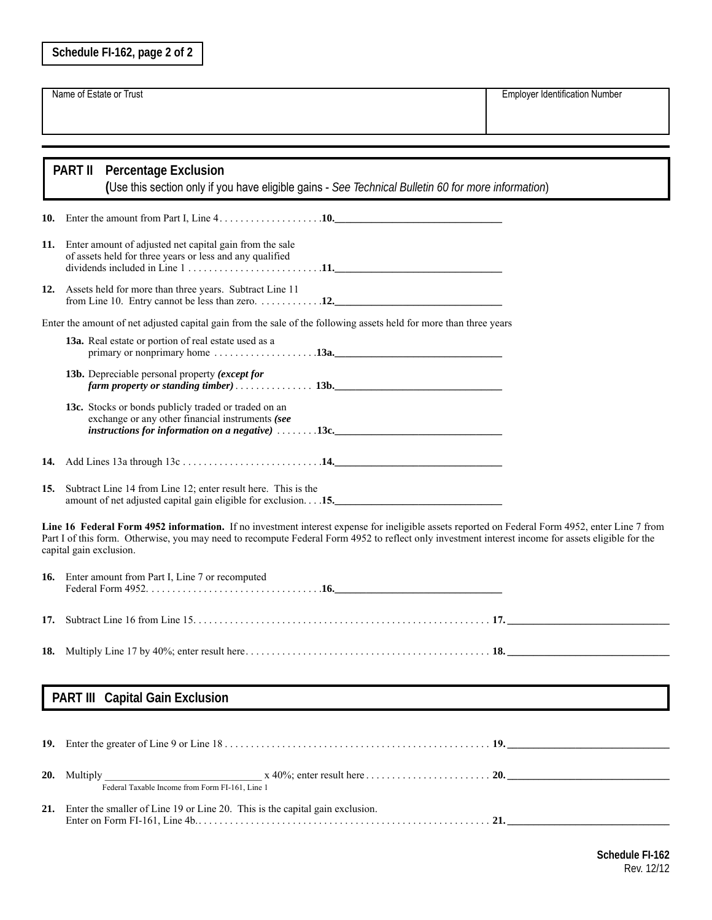Schedule FI-162, page 2 of 2

| Name of Estate or Trust | Employer Identification Number |
| --- | --- |
| | |

## PART II Percentage Exclusion

(Use this section only if you have eligible gains - *See Technical Bulletin 60 for more information*)

**10.** Enter the amount from Part I, Line 4 . . . . . . . . . . . . . . . . . . . **10.**\_\_\_\_\_\_\_\_\_\_\_\_\_\_\_\_\_\_\_\_

**11.** Enter amount of adjusted net capital gain from the sale of assets held for three years or less and any qualified dividends included in Line 1 . . . . . . . . . . . . . . . . . . . . . . . . . **11.**\_\_\_\_\_\_\_\_\_\_\_\_\_\_\_\_\_\_\_\_

**12.** Assets held for more than three years. Subtract Line 11 from Line 10. Entry cannot be less than zero. . . . . . . . . . . . **12.**\_\_\_\_\_\_\_\_\_\_\_\_\_\_\_\_\_\_\_\_

Enter the amount of net adjusted capital gain from the sale of the following assets held for more than three years

**13a.** Real estate or portion of real estate used as a primary or nonprimary home . . . . . . . . . . . . . . . . . . . **13a.**\_\_\_\_\_\_\_\_\_\_\_\_\_\_\_\_\_\_\_\_

**13b.** Depreciable personal property ***(except for farm property or standing timber)*** . . . . . . . . . . . . . . **13b.**\_\_\_\_\_\_\_\_\_\_\_\_\_\_\_\_\_\_\_\_

**13c.** Stocks or bonds publicly traded or traded on an exchange or any other financial instruments ***(see instructions for information on a negative)*** . . . . . . . . **13c.**\_\_\_\_\_\_\_\_\_\_\_\_\_\_\_\_\_\_\_\_

**14.** Add Lines 13a through 13c . . . . . . . . . . . . . . . . . . . . . . . . . . **14.**\_\_\_\_\_\_\_\_\_\_\_\_\_\_\_\_\_\_\_\_

**15.** Subtract Line 14 from Line 12; enter result here. This is the amount of net adjusted capital gain eligible for exclusion. . . . **15.**\_\_\_\_\_\_\_\_\_\_\_\_\_\_\_\_\_\_\_\_

**Line 16 Federal Form 4952 information.** If no investment interest expense for ineligible assets reported on Federal Form 4952, enter Line 7 from Part I of this form. Otherwise, you may need to recompute Federal Form 4952 to reflect only investment interest income for assets eligible for the capital gain exclusion.

**16.** Enter amount from Part I, Line 7 or recomputed Federal Form 4952. . . . . . . . . . . . . . . . . . . . . . . . . . . . . . . . . **16.**\_\_\_\_\_\_\_\_\_\_\_\_\_\_\_\_\_\_\_\_

**17.** Subtract Line 16 from Line 15. . . . . . . . . . . . . . . . . . . . . . . . . . . . . . . . . . . . . . . . . . . . . . . . . . . . . . . **17.** \_\_\_\_\_\_\_\_\_\_\_\_\_\_\_\_\_\_\_\_

**18.** Multiply Line 17 by 40%; enter result here . . . . . . . . . . . . . . . . . . . . . . . . . . . . . . . . . . . . . . . . . . . . . . **18.** \_\_\_\_\_\_\_\_\_\_\_\_\_\_\_\_\_\_\_\_

## PART III Capital Gain Exclusion

**19.** Enter the greater of Line 9 or Line 18 . . . . . . . . . . . . . . . . . . . . . . . . . . . . . . . . . . . . . . . . . . . . . . . . . . . **19.** \_\_\_\_\_\_\_\_\_\_\_\_\_\_\_\_\_\_\_\_

**20.** Multiply \_\_\_\_\_\_\_\_\_\_\_\_\_\_\_\_\_\_\_\_ x 40%; enter result here . . . . . . . . . . . . . . . . . . . . . . . . **20.** \_\_\_\_\_\_\_\_\_\_\_\_\_\_\_\_\_\_\_\_
Federal Taxable Income from Form FI-161, Line 1

**21.** Enter the smaller of Line 19 or Line 20. This is the capital gain exclusion. Enter on Form FI-161, Line 4b. . . . . . . . . . . . . . . . . . . . . . . . . . . . . . . . . . . . . . . . . . . . . . . . . . . . . . **21.** \_\_\_\_\_\_\_\_\_\_\_\_\_\_\_\_\_\_\_\_

**Schedule FI-162**
Rev. 12/12